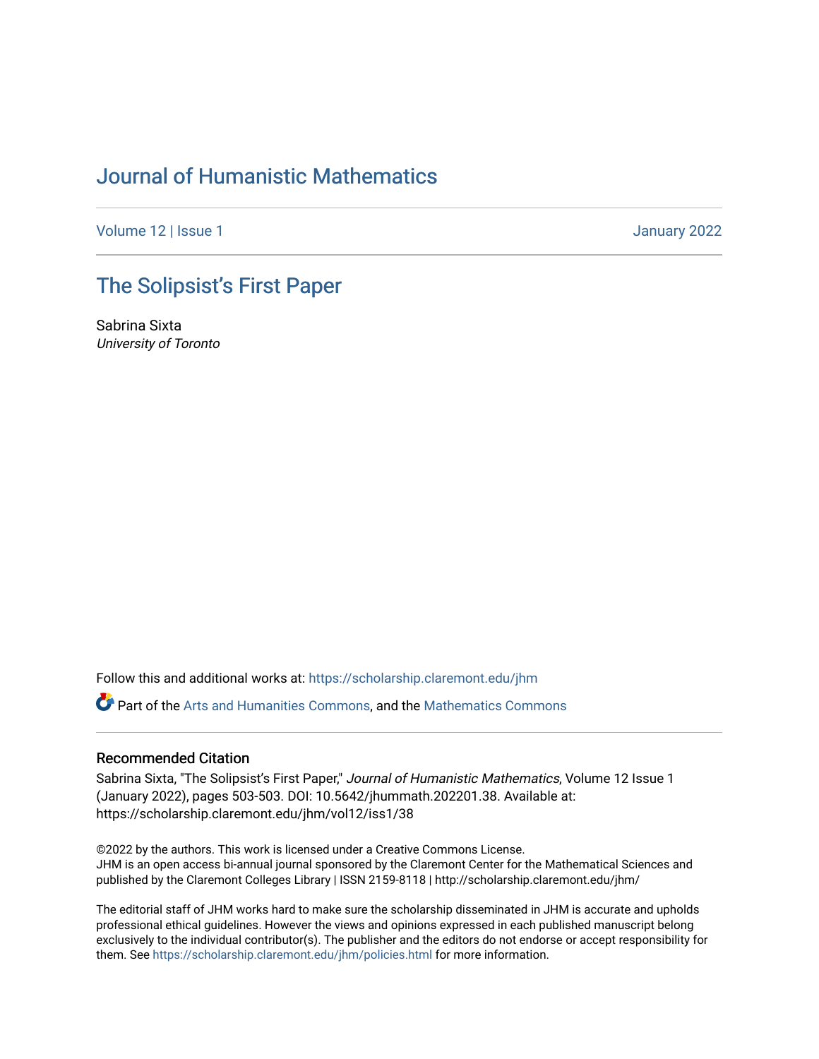# Journal of Humanistic Mathematics

Volume 12 | Issue 1 | January 2022

## The Solipsist's First Paper

Sabrina Sixta
*University of Toronto*

Follow this and additional works at: https://scholarship.claremont.edu/jhm

Part of the Arts and Humanities Commons, and the Mathematics Commons

### Recommended Citation

Sabrina Sixta, "The Solipsist's First Paper," *Journal of Humanistic Mathematics*, Volume 12 Issue 1 (January 2022), pages 503-503. DOI: 10.5642/jhummath.202201.38. Available at: https://scholarship.claremont.edu/jhm/vol12/iss1/38

©2022 by the authors. This work is licensed under a Creative Commons License.
JHM is an open access bi-annual journal sponsored by the Claremont Center for the Mathematical Sciences and published by the Claremont Colleges Library | ISSN 2159-8118 | http://scholarship.claremont.edu/jhm/

The editorial staff of JHM works hard to make sure the scholarship disseminated in JHM is accurate and upholds professional ethical guidelines. However the views and opinions expressed in each published manuscript belong exclusively to the individual contributor(s). The publisher and the editors do not endorse or accept responsibility for them. See https://scholarship.claremont.edu/jhm/policies.html for more information.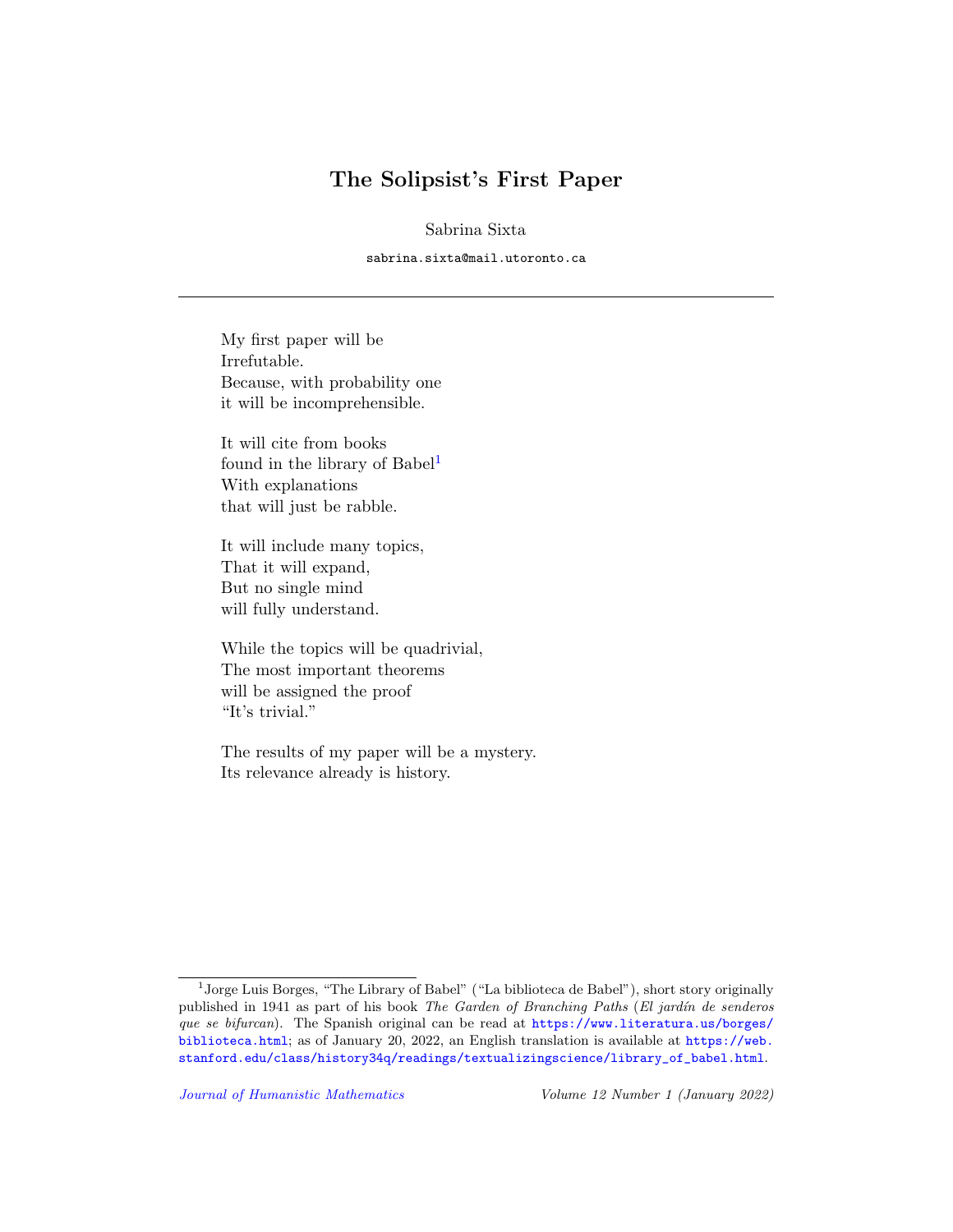# The Solipsist's First Paper

Sabrina Sixta

sabrina.sixta@mail.utoronto.ca

---

My first paper will be
Irrefutable.
Because, with probability one
it will be incomprehensible.

It will cite from books
found in the library of Babel[1]
With explanations
that will just be rabble.

It will include many topics,
That it will expand,
But no single mind
will fully understand.

While the topics will be quadrivial,
The most important theorems
will be assigned the proof
"It's trivial."

The results of my paper will be a mystery.
Its relevance already is history.

---

[1] Jorge Luis Borges, "The Library of Babel" ("La biblioteca de Babel"), short story originally published in 1941 as part of his book *The Garden of Branching Paths* (*El jardín de senderos que se bifurcan*). The Spanish original can be read at https://www.literatura.us/borges/biblioteca.html; as of January 20, 2022, an English translation is available at https://web.stanford.edu/class/history34q/readings/textualizingscience/library_of_babel.html.